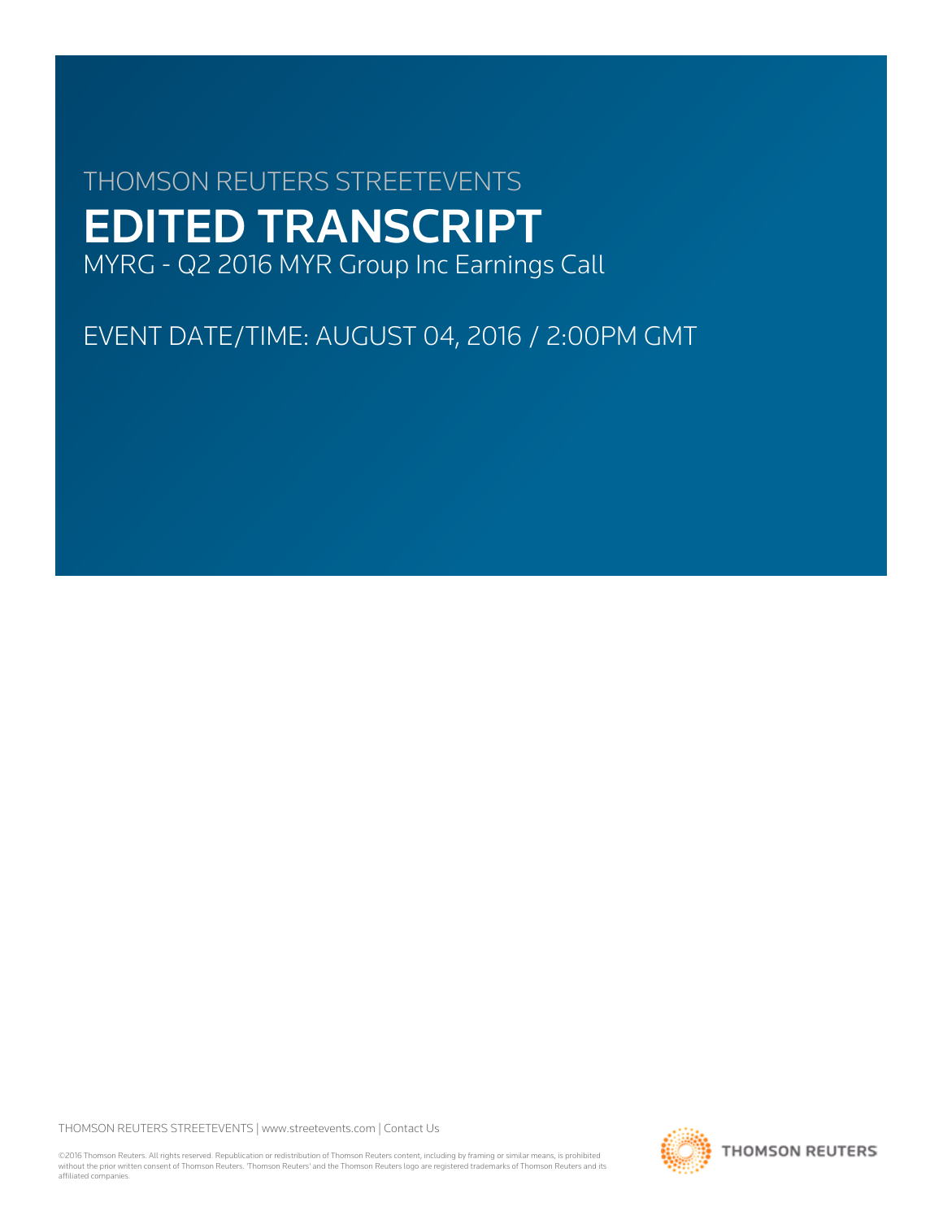THOMSON REUTERS STREETEVENTS

# EDITED TRANSCRIPT

MYRG - Q2 2016 MYR Group Inc Earnings Call

EVENT DATE/TIME: AUGUST 04, 2016 / 2:00PM GMT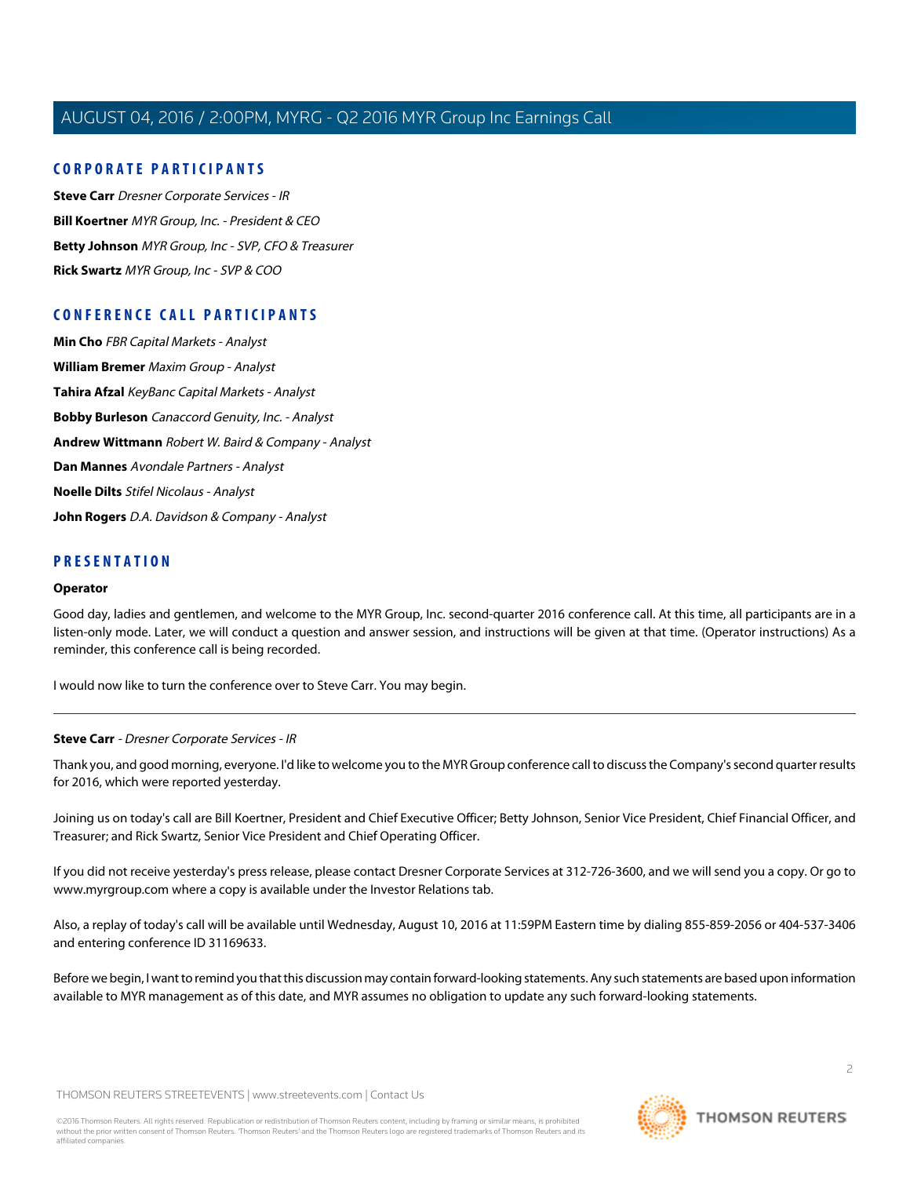## CORPORATE PARTICIPANTS

**Steve Carr** *Dresner Corporate Services - IR*

**Bill Koertner** *MYR Group, Inc. - President & CEO*

**Betty Johnson** *MYR Group, Inc - SVP, CFO & Treasurer*

**Rick Swartz** *MYR Group, Inc - SVP & COO*

## CONFERENCE CALL PARTICIPANTS

**Min Cho** *FBR Capital Markets - Analyst*

**William Bremer** *Maxim Group - Analyst*

**Tahira Afzal** *KeyBanc Capital Markets - Analyst*

**Bobby Burleson** *Canaccord Genuity, Inc. - Analyst*

**Andrew Wittmann** *Robert W. Baird & Company - Analyst*

**Dan Mannes** *Avondale Partners - Analyst*

**Noelle Dilts** *Stifel Nicolaus - Analyst*

**John Rogers** *D.A. Davidson & Company - Analyst*

## PRESENTATION

### Operator

Good day, ladies and gentlemen, and welcome to the MYR Group, Inc. second-quarter 2016 conference call. At this time, all participants are in a listen-only mode. Later, we will conduct a question and answer session, and instructions will be given at that time. (Operator instructions) As a reminder, this conference call is being recorded.

I would now like to turn the conference over to Steve Carr. You may begin.

---

**Steve Carr** - *Dresner Corporate Services - IR*

Thank you, and good morning, everyone. I'd like to welcome you to the MYR Group conference call to discuss the Company's second quarter results for 2016, which were reported yesterday.

Joining us on today's call are Bill Koertner, President and Chief Executive Officer; Betty Johnson, Senior Vice President, Chief Financial Officer, and Treasurer; and Rick Swartz, Senior Vice President and Chief Operating Officer.

If you did not receive yesterday's press release, please contact Dresner Corporate Services at 312-726-3600, and we will send you a copy. Or go to www.myrgroup.com where a copy is available under the Investor Relations tab.

Also, a replay of today's call will be available until Wednesday, August 10, 2016 at 11:59PM Eastern time by dialing 855-859-2056 or 404-537-3406 and entering conference ID 31169633.

Before we begin, I want to remind you that this discussion may contain forward-looking statements. Any such statements are based upon information available to MYR management as of this date, and MYR assumes no obligation to update any such forward-looking statements.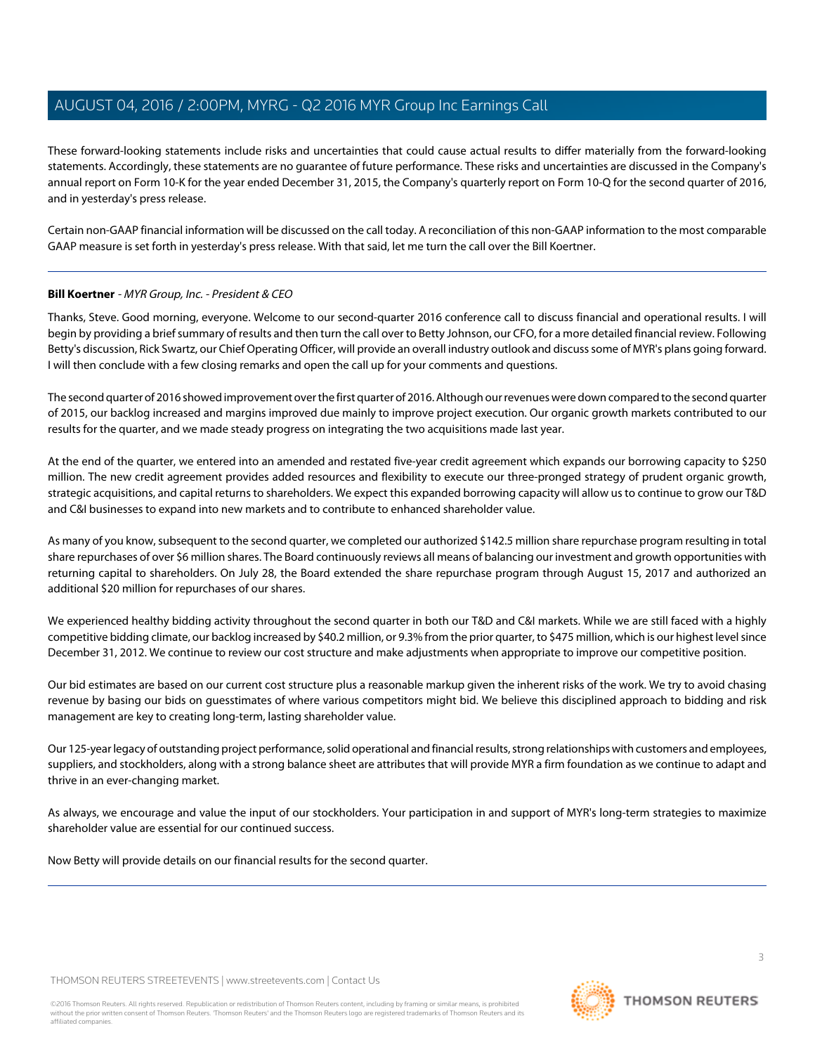These forward-looking statements include risks and uncertainties that could cause actual results to differ materially from the forward-looking statements. Accordingly, these statements are no guarantee of future performance. These risks and uncertainties are discussed in the Company's annual report on Form 10-K for the year ended December 31, 2015, the Company's quarterly report on Form 10-Q for the second quarter of 2016, and in yesterday's press release.

Certain non-GAAP financial information will be discussed on the call today. A reconciliation of this non-GAAP information to the most comparable GAAP measure is set forth in yesterday's press release. With that said, let me turn the call over the Bill Koertner.

---

**Bill Koertner** - *MYR Group, Inc. - President & CEO*

Thanks, Steve. Good morning, everyone. Welcome to our second-quarter 2016 conference call to discuss financial and operational results. I will begin by providing a brief summary of results and then turn the call over to Betty Johnson, our CFO, for a more detailed financial review. Following Betty's discussion, Rick Swartz, our Chief Operating Officer, will provide an overall industry outlook and discuss some of MYR's plans going forward. I will then conclude with a few closing remarks and open the call up for your comments and questions.

The second quarter of 2016 showed improvement over the first quarter of 2016. Although our revenues were down compared to the second quarter of 2015, our backlog increased and margins improved due mainly to improve project execution. Our organic growth markets contributed to our results for the quarter, and we made steady progress on integrating the two acquisitions made last year.

At the end of the quarter, we entered into an amended and restated five-year credit agreement which expands our borrowing capacity to $250 million. The new credit agreement provides added resources and flexibility to execute our three-pronged strategy of prudent organic growth, strategic acquisitions, and capital returns to shareholders. We expect this expanded borrowing capacity will allow us to continue to grow our T&D and C&I businesses to expand into new markets and to contribute to enhanced shareholder value.

As many of you know, subsequent to the second quarter, we completed our authorized $142.5 million share repurchase program resulting in total share repurchases of over $6 million shares. The Board continuously reviews all means of balancing our investment and growth opportunities with returning capital to shareholders. On July 28, the Board extended the share repurchase program through August 15, 2017 and authorized an additional $20 million for repurchases of our shares.

We experienced healthy bidding activity throughout the second quarter in both our T&D and C&I markets. While we are still faced with a highly competitive bidding climate, our backlog increased by $40.2 million, or 9.3% from the prior quarter, to $475 million, which is our highest level since December 31, 2012. We continue to review our cost structure and make adjustments when appropriate to improve our competitive position.

Our bid estimates are based on our current cost structure plus a reasonable markup given the inherent risks of the work. We try to avoid chasing revenue by basing our bids on guesstimates of where various competitors might bid. We believe this disciplined approach to bidding and risk management are key to creating long-term, lasting shareholder value.

Our 125-year legacy of outstanding project performance, solid operational and financial results, strong relationships with customers and employees, suppliers, and stockholders, along with a strong balance sheet are attributes that will provide MYR a firm foundation as we continue to adapt and thrive in an ever-changing market.

As always, we encourage and value the input of our stockholders. Your participation in and support of MYR's long-term strategies to maximize shareholder value are essential for our continued success.

Now Betty will provide details on our financial results for the second quarter.

---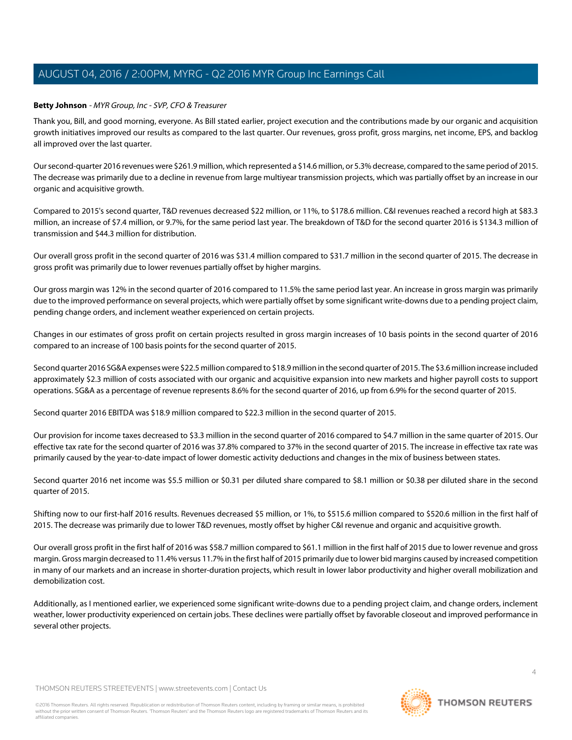**Betty Johnson** - *MYR Group, Inc - SVP, CFO & Treasurer*

Thank you, Bill, and good morning, everyone. As Bill stated earlier, project execution and the contributions made by our organic and acquisition growth initiatives improved our results as compared to the last quarter. Our revenues, gross profit, gross margins, net income, EPS, and backlog all improved over the last quarter.

Our second-quarter 2016 revenues were $261.9 million, which represented a $14.6 million, or 5.3% decrease, compared to the same period of 2015. The decrease was primarily due to a decline in revenue from large multiyear transmission projects, which was partially offset by an increase in our organic and acquisitive growth.

Compared to 2015's second quarter, T&D revenues decreased $22 million, or 11%, to $178.6 million. C&I revenues reached a record high at $83.3 million, an increase of $7.4 million, or 9.7%, for the same period last year. The breakdown of T&D for the second quarter 2016 is $134.3 million of transmission and $44.3 million for distribution.

Our overall gross profit in the second quarter of 2016 was $31.4 million compared to $31.7 million in the second quarter of 2015. The decrease in gross profit was primarily due to lower revenues partially offset by higher margins.

Our gross margin was 12% in the second quarter of 2016 compared to 11.5% the same period last year. An increase in gross margin was primarily due to the improved performance on several projects, which were partially offset by some significant write-downs due to a pending project claim, pending change orders, and inclement weather experienced on certain projects.

Changes in our estimates of gross profit on certain projects resulted in gross margin increases of 10 basis points in the second quarter of 2016 compared to an increase of 100 basis points for the second quarter of 2015.

Second quarter 2016 SG&A expenses were $22.5 million compared to $18.9 million in the second quarter of 2015. The $3.6 million increase included approximately $2.3 million of costs associated with our organic and acquisitive expansion into new markets and higher payroll costs to support operations. SG&A as a percentage of revenue represents 8.6% for the second quarter of 2016, up from 6.9% for the second quarter of 2015.

Second quarter 2016 EBITDA was $18.9 million compared to $22.3 million in the second quarter of 2015.

Our provision for income taxes decreased to $3.3 million in the second quarter of 2016 compared to $4.7 million in the same quarter of 2015. Our effective tax rate for the second quarter of 2016 was 37.8% compared to 37% in the second quarter of 2015. The increase in effective tax rate was primarily caused by the year-to-date impact of lower domestic activity deductions and changes in the mix of business between states.

Second quarter 2016 net income was $5.5 million or $0.31 per diluted share compared to $8.1 million or $0.38 per diluted share in the second quarter of 2015.

Shifting now to our first-half 2016 results. Revenues decreased $5 million, or 1%, to $515.6 million compared to $520.6 million in the first half of 2015. The decrease was primarily due to lower T&D revenues, mostly offset by higher C&I revenue and organic and acquisitive growth.

Our overall gross profit in the first half of 2016 was $58.7 million compared to $61.1 million in the first half of 2015 due to lower revenue and gross margin. Gross margin decreased to 11.4% versus 11.7% in the first half of 2015 primarily due to lower bid margins caused by increased competition in many of our markets and an increase in shorter-duration projects, which result in lower labor productivity and higher overall mobilization and demobilization cost.

Additionally, as I mentioned earlier, we experienced some significant write-downs due to a pending project claim, and change orders, inclement weather, lower productivity experienced on certain jobs. These declines were partially offset by favorable closeout and improved performance in several other projects.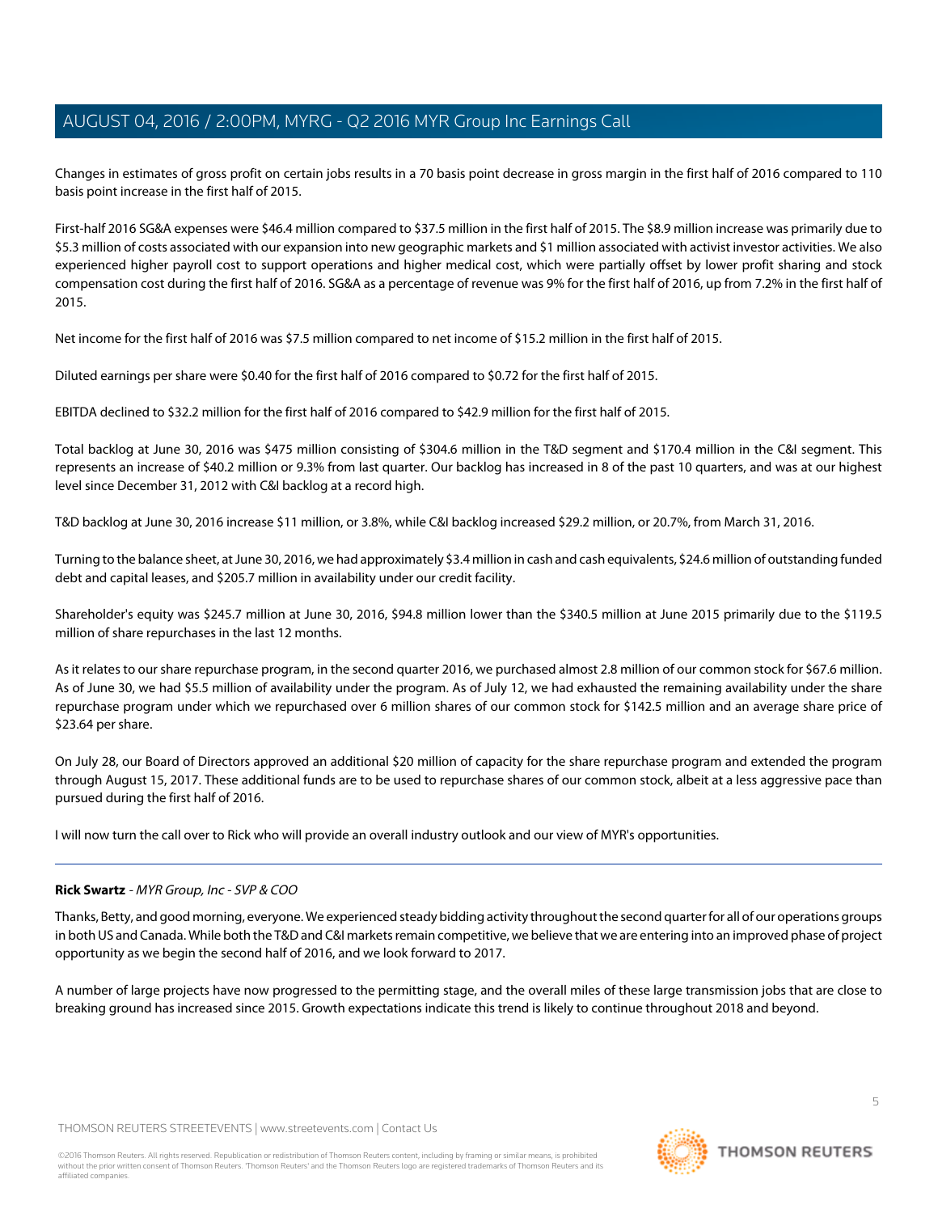Changes in estimates of gross profit on certain jobs results in a 70 basis point decrease in gross margin in the first half of 2016 compared to 110 basis point increase in the first half of 2015.

First-half 2016 SG&A expenses were $46.4 million compared to $37.5 million in the first half of 2015. The $8.9 million increase was primarily due to $5.3 million of costs associated with our expansion into new geographic markets and $1 million associated with activist investor activities. We also experienced higher payroll cost to support operations and higher medical cost, which were partially offset by lower profit sharing and stock compensation cost during the first half of 2016. SG&A as a percentage of revenue was 9% for the first half of 2016, up from 7.2% in the first half of 2015.

Net income for the first half of 2016 was $7.5 million compared to net income of $15.2 million in the first half of 2015.

Diluted earnings per share were $0.40 for the first half of 2016 compared to $0.72 for the first half of 2015.

EBITDA declined to $32.2 million for the first half of 2016 compared to $42.9 million for the first half of 2015.

Total backlog at June 30, 2016 was $475 million consisting of $304.6 million in the T&D segment and $170.4 million in the C&I segment. This represents an increase of $40.2 million or 9.3% from last quarter. Our backlog has increased in 8 of the past 10 quarters, and was at our highest level since December 31, 2012 with C&I backlog at a record high.

T&D backlog at June 30, 2016 increase $11 million, or 3.8%, while C&I backlog increased $29.2 million, or 20.7%, from March 31, 2016.

Turning to the balance sheet, at June 30, 2016, we had approximately $3.4 million in cash and cash equivalents, $24.6 million of outstanding funded debt and capital leases, and $205.7 million in availability under our credit facility.

Shareholder's equity was $245.7 million at June 30, 2016, $94.8 million lower than the $340.5 million at June 2015 primarily due to the $119.5 million of share repurchases in the last 12 months.

As it relates to our share repurchase program, in the second quarter 2016, we purchased almost 2.8 million of our common stock for $67.6 million. As of June 30, we had $5.5 million of availability under the program. As of July 12, we had exhausted the remaining availability under the share repurchase program under which we repurchased over 6 million shares of our common stock for $142.5 million and an average share price of $23.64 per share.

On July 28, our Board of Directors approved an additional $20 million of capacity for the share repurchase program and extended the program through August 15, 2017. These additional funds are to be used to repurchase shares of our common stock, albeit at a less aggressive pace than pursued during the first half of 2016.

I will now turn the call over to Rick who will provide an overall industry outlook and our view of MYR's opportunities.

---

**Rick Swartz** - *MYR Group, Inc - SVP & COO*

Thanks, Betty, and good morning, everyone. We experienced steady bidding activity throughout the second quarter for all of our operations groups in both US and Canada. While both the T&D and C&I markets remain competitive, we believe that we are entering into an improved phase of project opportunity as we begin the second half of 2016, and we look forward to 2017.

A number of large projects have now progressed to the permitting stage, and the overall miles of these large transmission jobs that are close to breaking ground has increased since 2015. Growth expectations indicate this trend is likely to continue throughout 2018 and beyond.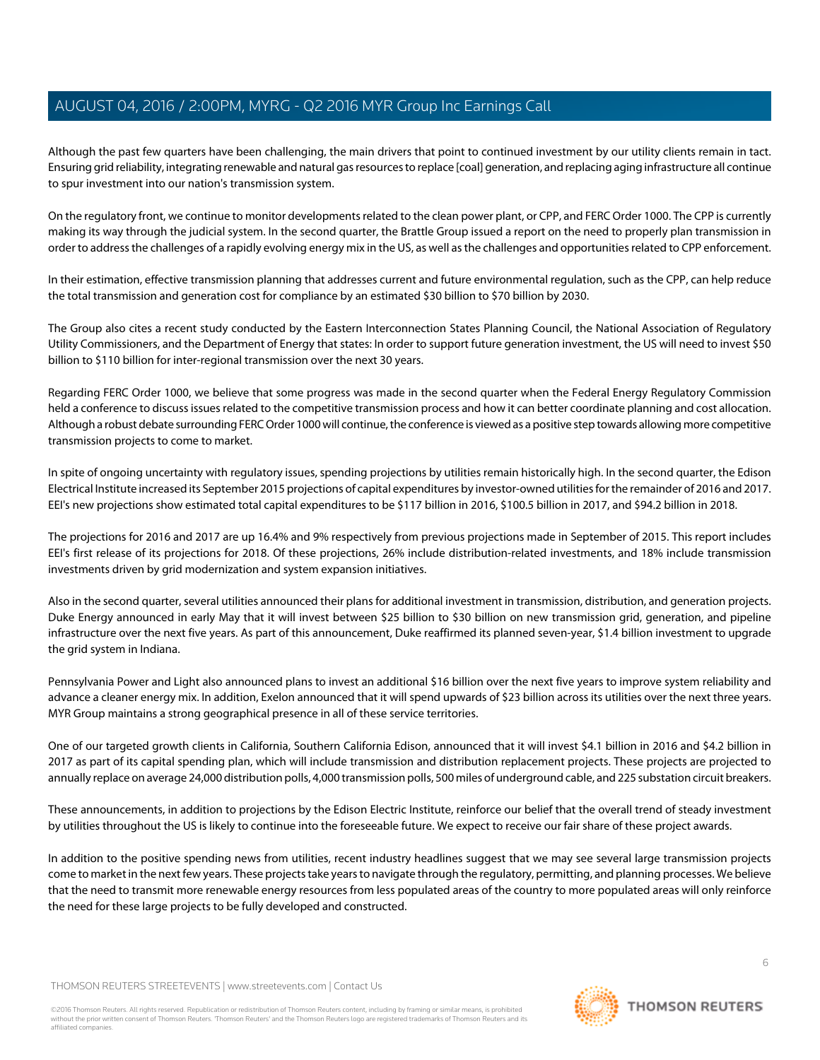Although the past few quarters have been challenging, the main drivers that point to continued investment by our utility clients remain in tact. Ensuring grid reliability, integrating renewable and natural gas resources to replace [coal] generation, and replacing aging infrastructure all continue to spur investment into our nation's transmission system.

On the regulatory front, we continue to monitor developments related to the clean power plant, or CPP, and FERC Order 1000. The CPP is currently making its way through the judicial system. In the second quarter, the Brattle Group issued a report on the need to properly plan transmission in order to address the challenges of a rapidly evolving energy mix in the US, as well as the challenges and opportunities related to CPP enforcement.

In their estimation, effective transmission planning that addresses current and future environmental regulation, such as the CPP, can help reduce the total transmission and generation cost for compliance by an estimated $30 billion to $70 billion by 2030.

The Group also cites a recent study conducted by the Eastern Interconnection States Planning Council, the National Association of Regulatory Utility Commissioners, and the Department of Energy that states: In order to support future generation investment, the US will need to invest $50 billion to $110 billion for inter-regional transmission over the next 30 years.

Regarding FERC Order 1000, we believe that some progress was made in the second quarter when the Federal Energy Regulatory Commission held a conference to discuss issues related to the competitive transmission process and how it can better coordinate planning and cost allocation. Although a robust debate surrounding FERC Order 1000 will continue, the conference is viewed as a positive step towards allowing more competitive transmission projects to come to market.

In spite of ongoing uncertainty with regulatory issues, spending projections by utilities remain historically high. In the second quarter, the Edison Electrical Institute increased its September 2015 projections of capital expenditures by investor-owned utilities for the remainder of 2016 and 2017. EEI's new projections show estimated total capital expenditures to be $117 billion in 2016, $100.5 billion in 2017, and $94.2 billion in 2018.

The projections for 2016 and 2017 are up 16.4% and 9% respectively from previous projections made in September of 2015. This report includes EEI's first release of its projections for 2018. Of these projections, 26% include distribution-related investments, and 18% include transmission investments driven by grid modernization and system expansion initiatives.

Also in the second quarter, several utilities announced their plans for additional investment in transmission, distribution, and generation projects. Duke Energy announced in early May that it will invest between $25 billion to $30 billion on new transmission grid, generation, and pipeline infrastructure over the next five years. As part of this announcement, Duke reaffirmed its planned seven-year, $1.4 billion investment to upgrade the grid system in Indiana.

Pennsylvania Power and Light also announced plans to invest an additional $16 billion over the next five years to improve system reliability and advance a cleaner energy mix. In addition, Exelon announced that it will spend upwards of $23 billion across its utilities over the next three years. MYR Group maintains a strong geographical presence in all of these service territories.

One of our targeted growth clients in California, Southern California Edison, announced that it will invest $4.1 billion in 2016 and $4.2 billion in 2017 as part of its capital spending plan, which will include transmission and distribution replacement projects. These projects are projected to annually replace on average 24,000 distribution polls, 4,000 transmission polls, 500 miles of underground cable, and 225 substation circuit breakers.

These announcements, in addition to projections by the Edison Electric Institute, reinforce our belief that the overall trend of steady investment by utilities throughout the US is likely to continue into the foreseeable future. We expect to receive our fair share of these project awards.

In addition to the positive spending news from utilities, recent industry headlines suggest that we may see several large transmission projects come to market in the next few years. These projects take years to navigate through the regulatory, permitting, and planning processes. We believe that the need to transmit more renewable energy resources from less populated areas of the country to more populated areas will only reinforce the need for these large projects to be fully developed and constructed.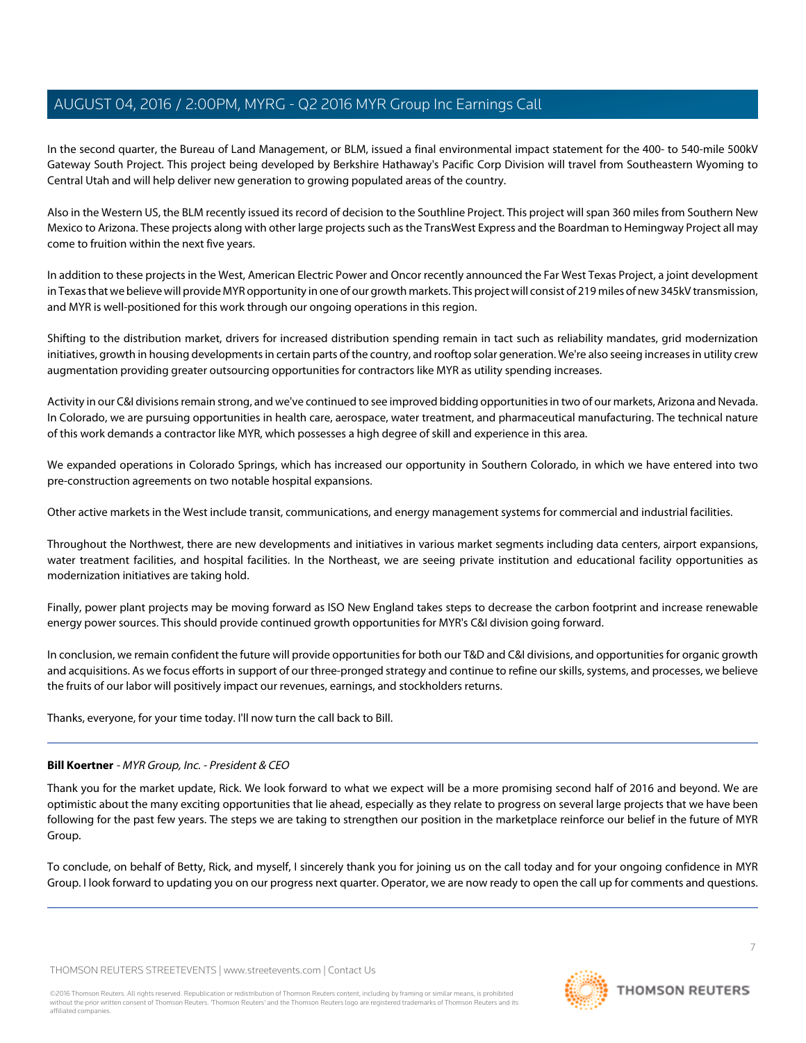In the second quarter, the Bureau of Land Management, or BLM, issued a final environmental impact statement for the 400- to 540-mile 500kV Gateway South Project. This project being developed by Berkshire Hathaway's Pacific Corp Division will travel from Southeastern Wyoming to Central Utah and will help deliver new generation to growing populated areas of the country.

Also in the Western US, the BLM recently issued its record of decision to the Southline Project. This project will span 360 miles from Southern New Mexico to Arizona. These projects along with other large projects such as the TransWest Express and the Boardman to Hemingway Project all may come to fruition within the next five years.

In addition to these projects in the West, American Electric Power and Oncor recently announced the Far West Texas Project, a joint development in Texas that we believe will provide MYR opportunity in one of our growth markets. This project will consist of 219 miles of new 345kV transmission, and MYR is well-positioned for this work through our ongoing operations in this region.

Shifting to the distribution market, drivers for increased distribution spending remain in tact such as reliability mandates, grid modernization initiatives, growth in housing developments in certain parts of the country, and rooftop solar generation. We're also seeing increases in utility crew augmentation providing greater outsourcing opportunities for contractors like MYR as utility spending increases.

Activity in our C&I divisions remain strong, and we've continued to see improved bidding opportunities in two of our markets, Arizona and Nevada. In Colorado, we are pursuing opportunities in health care, aerospace, water treatment, and pharmaceutical manufacturing. The technical nature of this work demands a contractor like MYR, which possesses a high degree of skill and experience in this area.

We expanded operations in Colorado Springs, which has increased our opportunity in Southern Colorado, in which we have entered into two pre-construction agreements on two notable hospital expansions.

Other active markets in the West include transit, communications, and energy management systems for commercial and industrial facilities.

Throughout the Northwest, there are new developments and initiatives in various market segments including data centers, airport expansions, water treatment facilities, and hospital facilities. In the Northeast, we are seeing private institution and educational facility opportunities as modernization initiatives are taking hold.

Finally, power plant projects may be moving forward as ISO New England takes steps to decrease the carbon footprint and increase renewable energy power sources. This should provide continued growth opportunities for MYR's C&I division going forward.

In conclusion, we remain confident the future will provide opportunities for both our T&D and C&I divisions, and opportunities for organic growth and acquisitions. As we focus efforts in support of our three-pronged strategy and continue to refine our skills, systems, and processes, we believe the fruits of our labor will positively impact our revenues, earnings, and stockholders returns.

Thanks, everyone, for your time today. I'll now turn the call back to Bill.

---

**Bill Koertner** *- MYR Group, Inc. - President & CEO*

Thank you for the market update, Rick. We look forward to what we expect will be a more promising second half of 2016 and beyond. We are optimistic about the many exciting opportunities that lie ahead, especially as they relate to progress on several large projects that we have been following for the past few years. The steps we are taking to strengthen our position in the marketplace reinforce our belief in the future of MYR Group.

To conclude, on behalf of Betty, Rick, and myself, I sincerely thank you for joining us on the call today and for your ongoing confidence in MYR Group. I look forward to updating you on our progress next quarter. Operator, we are now ready to open the call up for comments and questions.

---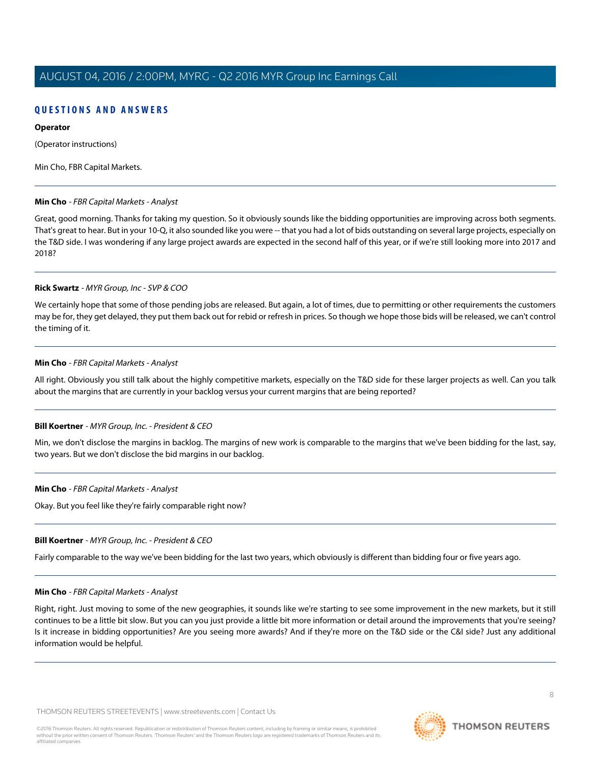## QUESTIONS AND ANSWERS

**Operator**

(Operator instructions)

Min Cho, FBR Capital Markets.

---

**Min Cho** - *FBR Capital Markets - Analyst*

Great, good morning. Thanks for taking my question. So it obviously sounds like the bidding opportunities are improving across both segments. That's great to hear. But in your 10-Q, it also sounded like you were -- that you had a lot of bids outstanding on several large projects, especially on the T&D side. I was wondering if any large project awards are expected in the second half of this year, or if we're still looking more into 2017 and 2018?

---

**Rick Swartz** - *MYR Group, Inc - SVP & COO*

We certainly hope that some of those pending jobs are released. But again, a lot of times, due to permitting or other requirements the customers may be for, they get delayed, they put them back out for rebid or refresh in prices. So though we hope those bids will be released, we can't control the timing of it.

---

**Min Cho** - *FBR Capital Markets - Analyst*

All right. Obviously you still talk about the highly competitive markets, especially on the T&D side for these larger projects as well. Can you talk about the margins that are currently in your backlog versus your current margins that are being reported?

---

**Bill Koertner** - *MYR Group, Inc. - President & CEO*

Min, we don't disclose the margins in backlog. The margins of new work is comparable to the margins that we've been bidding for the last, say, two years. But we don't disclose the bid margins in our backlog.

---

**Min Cho** - *FBR Capital Markets - Analyst*

Okay. But you feel like they're fairly comparable right now?

---

**Bill Koertner** - *MYR Group, Inc. - President & CEO*

Fairly comparable to the way we've been bidding for the last two years, which obviously is different than bidding four or five years ago.

---

**Min Cho** - *FBR Capital Markets - Analyst*

Right, right. Just moving to some of the new geographies, it sounds like we're starting to see some improvement in the new markets, but it still continues to be a little bit slow. But you can you just provide a little bit more information or detail around the improvements that you're seeing? Is it increase in bidding opportunities? Are you seeing more awards? And if they're more on the T&D side or the C&I side? Just any additional information would be helpful.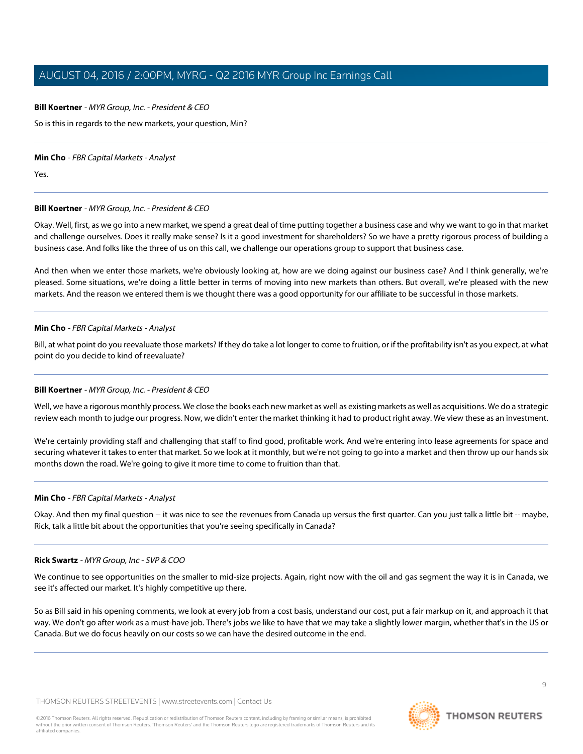**Bill Koertner** - *MYR Group, Inc. - President & CEO*

So is this in regards to the new markets, your question, Min?

---

**Min Cho** - *FBR Capital Markets - Analyst*

Yes.

---

**Bill Koertner** - *MYR Group, Inc. - President & CEO*

Okay. Well, first, as we go into a new market, we spend a great deal of time putting together a business case and why we want to go in that market and challenge ourselves. Does it really make sense? Is it a good investment for shareholders? So we have a pretty rigorous process of building a business case. And folks like the three of us on this call, we challenge our operations group to support that business case.

And then when we enter those markets, we're obviously looking at, how are we doing against our business case? And I think generally, we're pleased. Some situations, we're doing a little better in terms of moving into new markets than others. But overall, we're pleased with the new markets. And the reason we entered them is we thought there was a good opportunity for our affiliate to be successful in those markets.

---

**Min Cho** - *FBR Capital Markets - Analyst*

Bill, at what point do you reevaluate those markets? If they do take a lot longer to come to fruition, or if the profitability isn't as you expect, at what point do you decide to kind of reevaluate?

---

**Bill Koertner** - *MYR Group, Inc. - President & CEO*

Well, we have a rigorous monthly process. We close the books each new market as well as existing markets as well as acquisitions. We do a strategic review each month to judge our progress. Now, we didn't enter the market thinking it had to product right away. We view these as an investment.

We're certainly providing staff and challenging that staff to find good, profitable work. And we're entering into lease agreements for space and securing whatever it takes to enter that market. So we look at it monthly, but we're not going to go into a market and then throw up our hands six months down the road. We're going to give it more time to come to fruition than that.

---

**Min Cho** - *FBR Capital Markets - Analyst*

Okay. And then my final question -- it was nice to see the revenues from Canada up versus the first quarter. Can you just talk a little bit -- maybe, Rick, talk a little bit about the opportunities that you're seeing specifically in Canada?

---

**Rick Swartz** - *MYR Group, Inc - SVP & COO*

We continue to see opportunities on the smaller to mid-size projects. Again, right now with the oil and gas segment the way it is in Canada, we see it's affected our market. It's highly competitive up there.

So as Bill said in his opening comments, we look at every job from a cost basis, understand our cost, put a fair markup on it, and approach it that way. We don't go after work as a must-have job. There's jobs we like to have that we may take a slightly lower margin, whether that's in the US or Canada. But we do focus heavily on our costs so we can have the desired outcome in the end.

---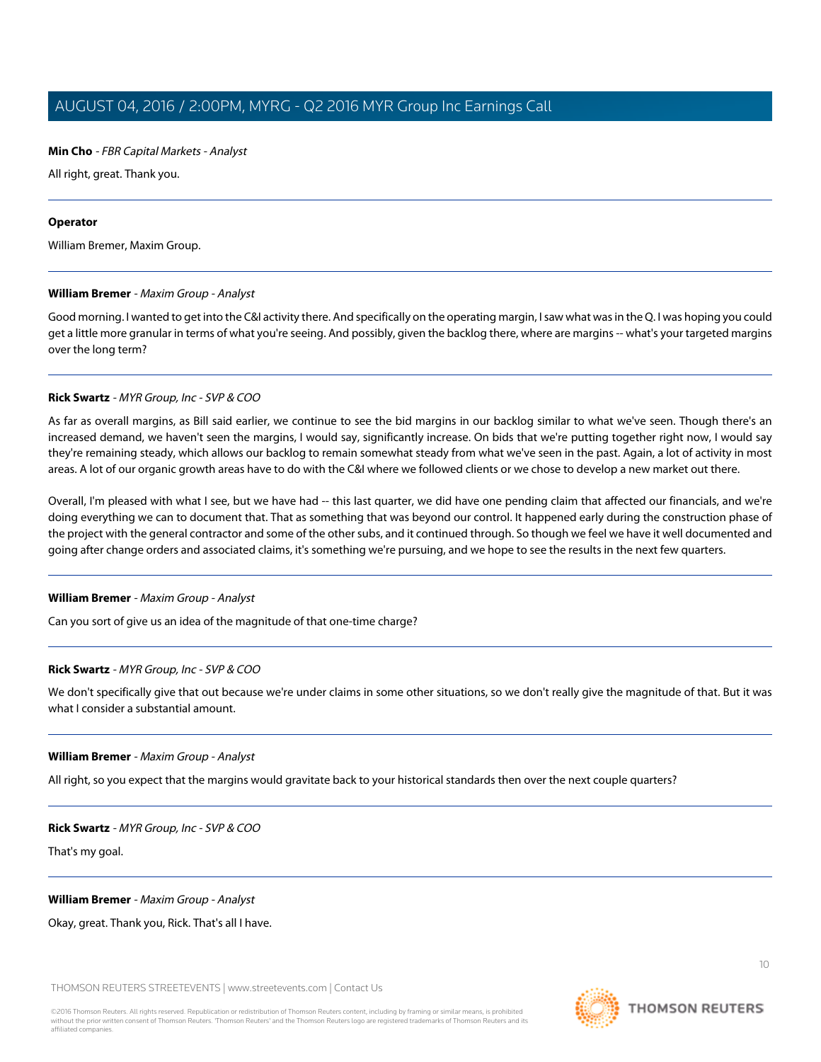**Min Cho** - *FBR Capital Markets - Analyst*

All right, great. Thank you.

---

**Operator**

William Bremer, Maxim Group.

---

**William Bremer** - *Maxim Group - Analyst*

Good morning. I wanted to get into the C&I activity there. And specifically on the operating margin, I saw what was in the Q. I was hoping you could get a little more granular in terms of what you're seeing. And possibly, given the backlog there, where are margins -- what's your targeted margins over the long term?

---

**Rick Swartz** - *MYR Group, Inc - SVP & COO*

As far as overall margins, as Bill said earlier, we continue to see the bid margins in our backlog similar to what we've seen. Though there's an increased demand, we haven't seen the margins, I would say, significantly increase. On bids that we're putting together right now, I would say they're remaining steady, which allows our backlog to remain somewhat steady from what we've seen in the past. Again, a lot of activity in most areas. A lot of our organic growth areas have to do with the C&I where we followed clients or we chose to develop a new market out there.

Overall, I'm pleased with what I see, but we have had -- this last quarter, we did have one pending claim that affected our financials, and we're doing everything we can to document that. That as something that was beyond our control. It happened early during the construction phase of the project with the general contractor and some of the other subs, and it continued through. So though we feel we have it well documented and going after change orders and associated claims, it's something we're pursuing, and we hope to see the results in the next few quarters.

---

**William Bremer** - *Maxim Group - Analyst*

Can you sort of give us an idea of the magnitude of that one-time charge?

---

**Rick Swartz** - *MYR Group, Inc - SVP & COO*

We don't specifically give that out because we're under claims in some other situations, so we don't really give the magnitude of that. But it was what I consider a substantial amount.

---

**William Bremer** - *Maxim Group - Analyst*

All right, so you expect that the margins would gravitate back to your historical standards then over the next couple quarters?

---

**Rick Swartz** - *MYR Group, Inc - SVP & COO*

That's my goal.

---

**William Bremer** - *Maxim Group - Analyst*

Okay, great. Thank you, Rick. That's all I have.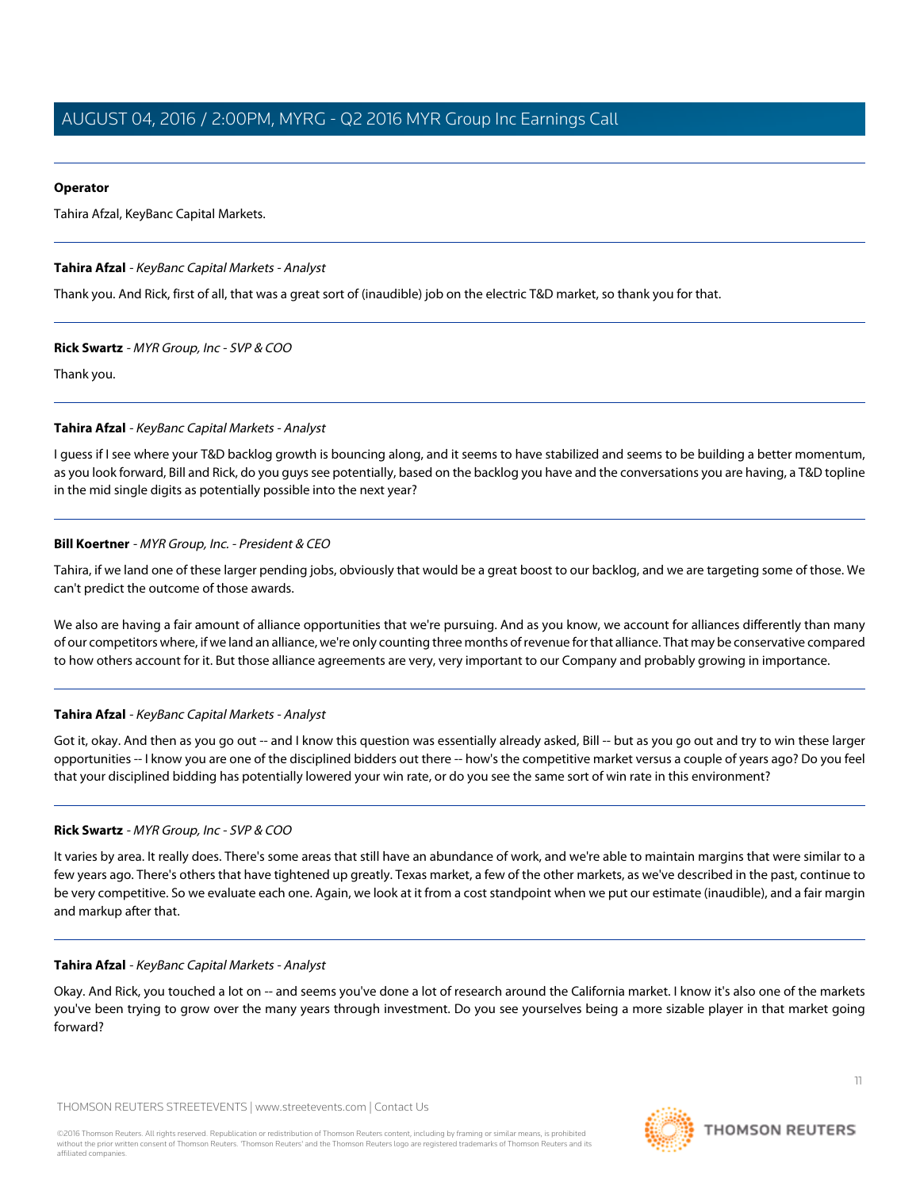**Operator**

Tahira Afzal, KeyBanc Capital Markets.

---

**Tahira Afzal** - *KeyBanc Capital Markets - Analyst*

Thank you. And Rick, first of all, that was a great sort of (inaudible) job on the electric T&D market, so thank you for that.

---

**Rick Swartz** - *MYR Group, Inc - SVP & COO*

Thank you.

---

**Tahira Afzal** - *KeyBanc Capital Markets - Analyst*

I guess if I see where your T&D backlog growth is bouncing along, and it seems to have stabilized and seems to be building a better momentum, as you look forward, Bill and Rick, do you guys see potentially, based on the backlog you have and the conversations you are having, a T&D topline in the mid single digits as potentially possible into the next year?

---

**Bill Koertner** - *MYR Group, Inc. - President & CEO*

Tahira, if we land one of these larger pending jobs, obviously that would be a great boost to our backlog, and we are targeting some of those. We can't predict the outcome of those awards.

We also are having a fair amount of alliance opportunities that we're pursuing. And as you know, we account for alliances differently than many of our competitors where, if we land an alliance, we're only counting three months of revenue for that alliance. That may be conservative compared to how others account for it. But those alliance agreements are very, very important to our Company and probably growing in importance.

---

**Tahira Afzal** - *KeyBanc Capital Markets - Analyst*

Got it, okay. And then as you go out -- and I know this question was essentially already asked, Bill -- but as you go out and try to win these larger opportunities -- I know you are one of the disciplined bidders out there -- how's the competitive market versus a couple of years ago? Do you feel that your disciplined bidding has potentially lowered your win rate, or do you see the same sort of win rate in this environment?

---

**Rick Swartz** - *MYR Group, Inc - SVP & COO*

It varies by area. It really does. There's some areas that still have an abundance of work, and we're able to maintain margins that were similar to a few years ago. There's others that have tightened up greatly. Texas market, a few of the other markets, as we've described in the past, continue to be very competitive. So we evaluate each one. Again, we look at it from a cost standpoint when we put our estimate (inaudible), and a fair margin and markup after that.

---

**Tahira Afzal** - *KeyBanc Capital Markets - Analyst*

Okay. And Rick, you touched a lot on -- and seems you've done a lot of research around the California market. I know it's also one of the markets you've been trying to grow over the many years through investment. Do you see yourselves being a more sizable player in that market going forward?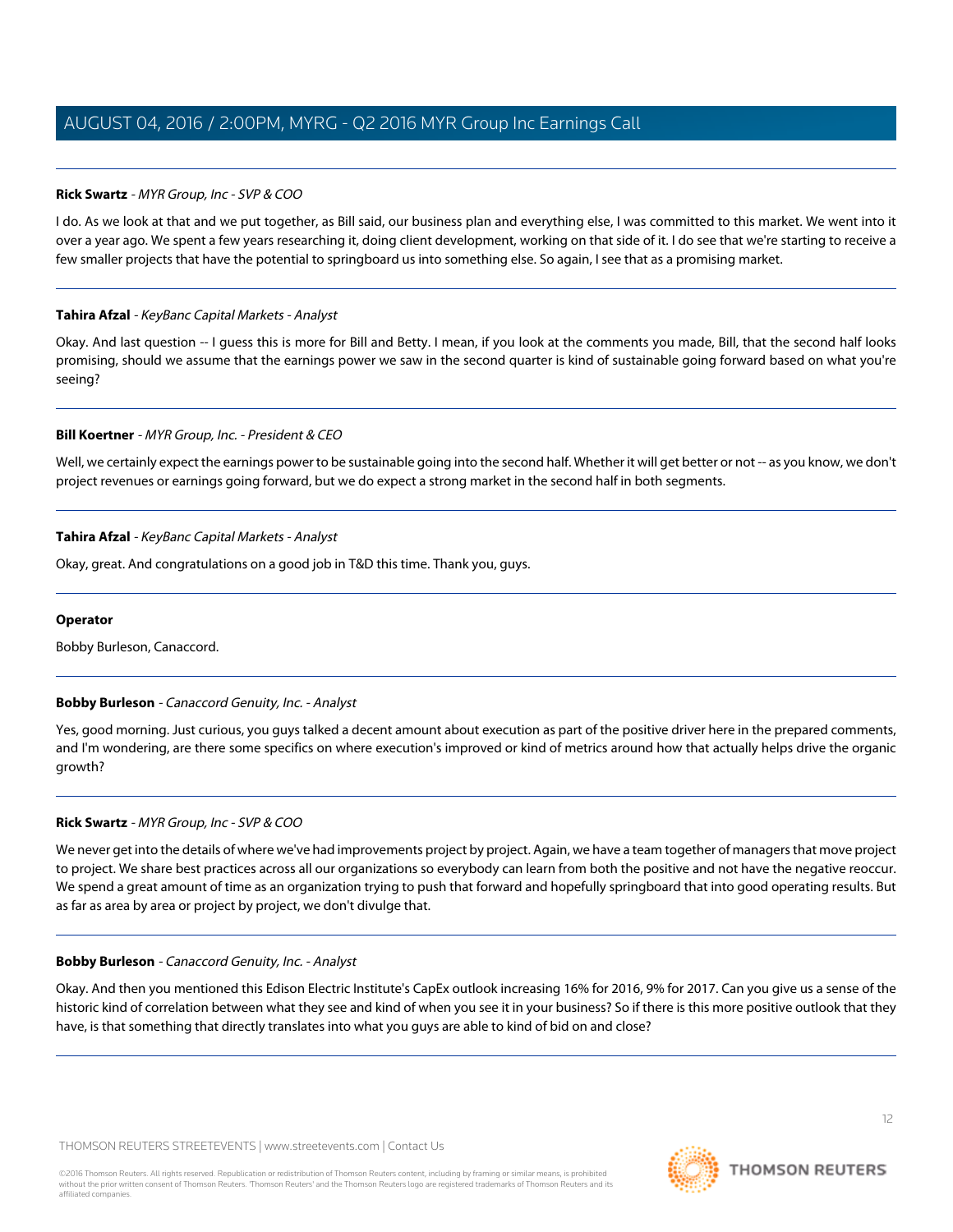**Rick Swartz** - *MYR Group, Inc - SVP & COO*

I do. As we look at that and we put together, as Bill said, our business plan and everything else, I was committed to this market. We went into it over a year ago. We spent a few years researching it, doing client development, working on that side of it. I do see that we're starting to receive a few smaller projects that have the potential to springboard us into something else. So again, I see that as a promising market.

---

**Tahira Afzal** - *KeyBanc Capital Markets - Analyst*

Okay. And last question -- I guess this is more for Bill and Betty. I mean, if you look at the comments you made, Bill, that the second half looks promising, should we assume that the earnings power we saw in the second quarter is kind of sustainable going forward based on what you're seeing?

---

**Bill Koertner** - *MYR Group, Inc. - President & CEO*

Well, we certainly expect the earnings power to be sustainable going into the second half. Whether it will get better or not -- as you know, we don't project revenues or earnings going forward, but we do expect a strong market in the second half in both segments.

---

**Tahira Afzal** - *KeyBanc Capital Markets - Analyst*

Okay, great. And congratulations on a good job in T&D this time. Thank you, guys.

---

**Operator**

Bobby Burleson, Canaccord.

---

**Bobby Burleson** - *Canaccord Genuity, Inc. - Analyst*

Yes, good morning. Just curious, you guys talked a decent amount about execution as part of the positive driver here in the prepared comments, and I'm wondering, are there some specifics on where execution's improved or kind of metrics around how that actually helps drive the organic growth?

---

**Rick Swartz** - *MYR Group, Inc - SVP & COO*

We never get into the details of where we've had improvements project by project. Again, we have a team together of managers that move project to project. We share best practices across all our organizations so everybody can learn from both the positive and not have the negative reoccur. We spend a great amount of time as an organization trying to push that forward and hopefully springboard that into good operating results. But as far as area by area or project by project, we don't divulge that.

---

**Bobby Burleson** - *Canaccord Genuity, Inc. - Analyst*

Okay. And then you mentioned this Edison Electric Institute's CapEx outlook increasing 16% for 2016, 9% for 2017. Can you give us a sense of the historic kind of correlation between what they see and kind of when you see it in your business? So if there is this more positive outlook that they have, is that something that directly translates into what you guys are able to kind of bid on and close?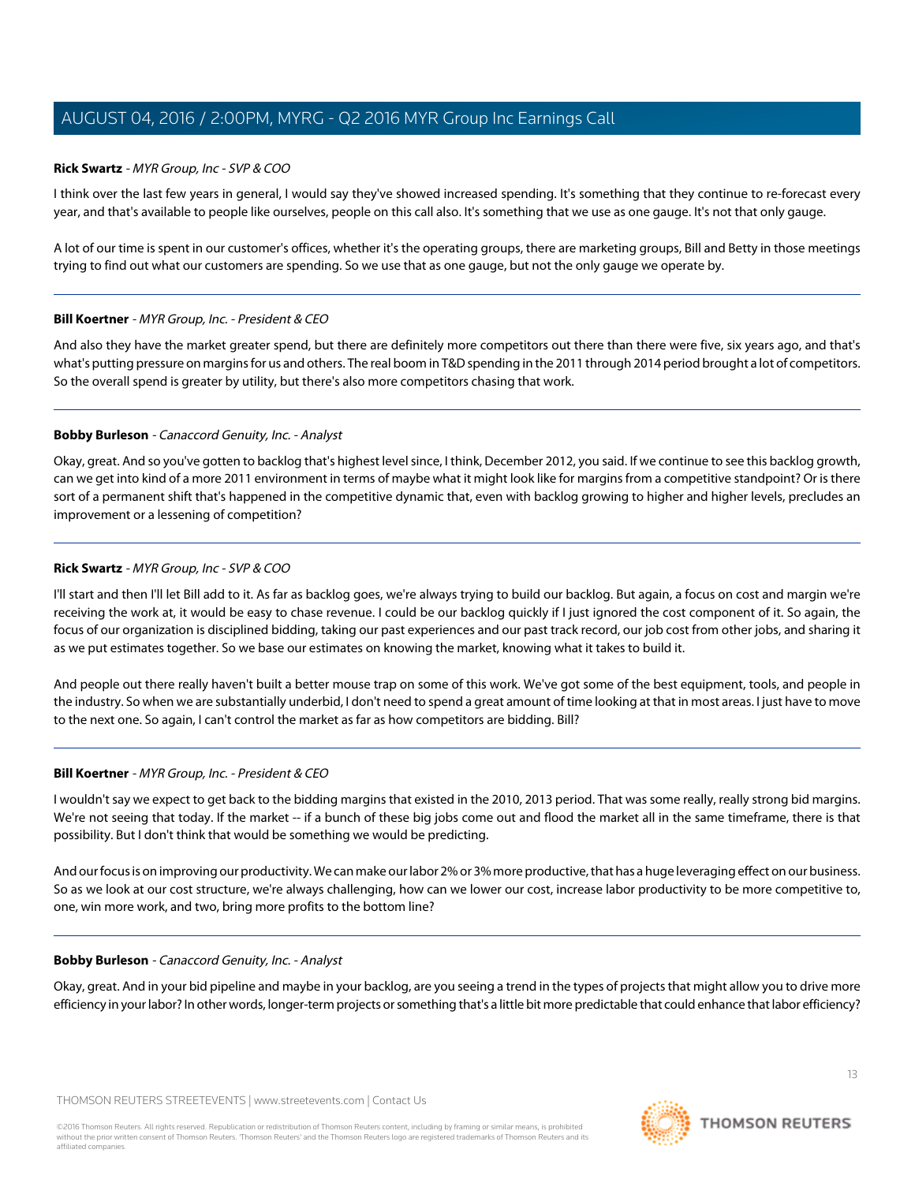**Rick Swartz** - *MYR Group, Inc - SVP & COO*

I think over the last few years in general, I would say they've showed increased spending. It's something that they continue to re-forecast every year, and that's available to people like ourselves, people on this call also. It's something that we use as one gauge. It's not that only gauge.

A lot of our time is spent in our customer's offices, whether it's the operating groups, there are marketing groups, Bill and Betty in those meetings trying to find out what our customers are spending. So we use that as one gauge, but not the only gauge we operate by.

---

**Bill Koertner** - *MYR Group, Inc. - President & CEO*

And also they have the market greater spend, but there are definitely more competitors out there than there were five, six years ago, and that's what's putting pressure on margins for us and others. The real boom in T&D spending in the 2011 through 2014 period brought a lot of competitors. So the overall spend is greater by utility, but there's also more competitors chasing that work.

---

**Bobby Burleson** - *Canaccord Genuity, Inc. - Analyst*

Okay, great. And so you've gotten to backlog that's highest level since, I think, December 2012, you said. If we continue to see this backlog growth, can we get into kind of a more 2011 environment in terms of maybe what it might look like for margins from a competitive standpoint? Or is there sort of a permanent shift that's happened in the competitive dynamic that, even with backlog growing to higher and higher levels, precludes an improvement or a lessening of competition?

---

**Rick Swartz** - *MYR Group, Inc - SVP & COO*

I'll start and then I'll let Bill add to it. As far as backlog goes, we're always trying to build our backlog. But again, a focus on cost and margin we're receiving the work at, it would be easy to chase revenue. I could be our backlog quickly if I just ignored the cost component of it. So again, the focus of our organization is disciplined bidding, taking our past experiences and our past track record, our job cost from other jobs, and sharing it as we put estimates together. So we base our estimates on knowing the market, knowing what it takes to build it.

And people out there really haven't built a better mouse trap on some of this work. We've got some of the best equipment, tools, and people in the industry. So when we are substantially underbid, I don't need to spend a great amount of time looking at that in most areas. I just have to move to the next one. So again, I can't control the market as far as how competitors are bidding. Bill?

---

**Bill Koertner** - *MYR Group, Inc. - President & CEO*

I wouldn't say we expect to get back to the bidding margins that existed in the 2010, 2013 period. That was some really, really strong bid margins. We're not seeing that today. If the market -- if a bunch of these big jobs come out and flood the market all in the same timeframe, there is that possibility. But I don't think that would be something we would be predicting.

And our focus is on improving our productivity. We can make our labor 2% or 3% more productive, that has a huge leveraging effect on our business. So as we look at our cost structure, we're always challenging, how can we lower our cost, increase labor productivity to be more competitive to, one, win more work, and two, bring more profits to the bottom line?

---

**Bobby Burleson** - *Canaccord Genuity, Inc. - Analyst*

Okay, great. And in your bid pipeline and maybe in your backlog, are you seeing a trend in the types of projects that might allow you to drive more efficiency in your labor? In other words, longer-term projects or something that's a little bit more predictable that could enhance that labor efficiency?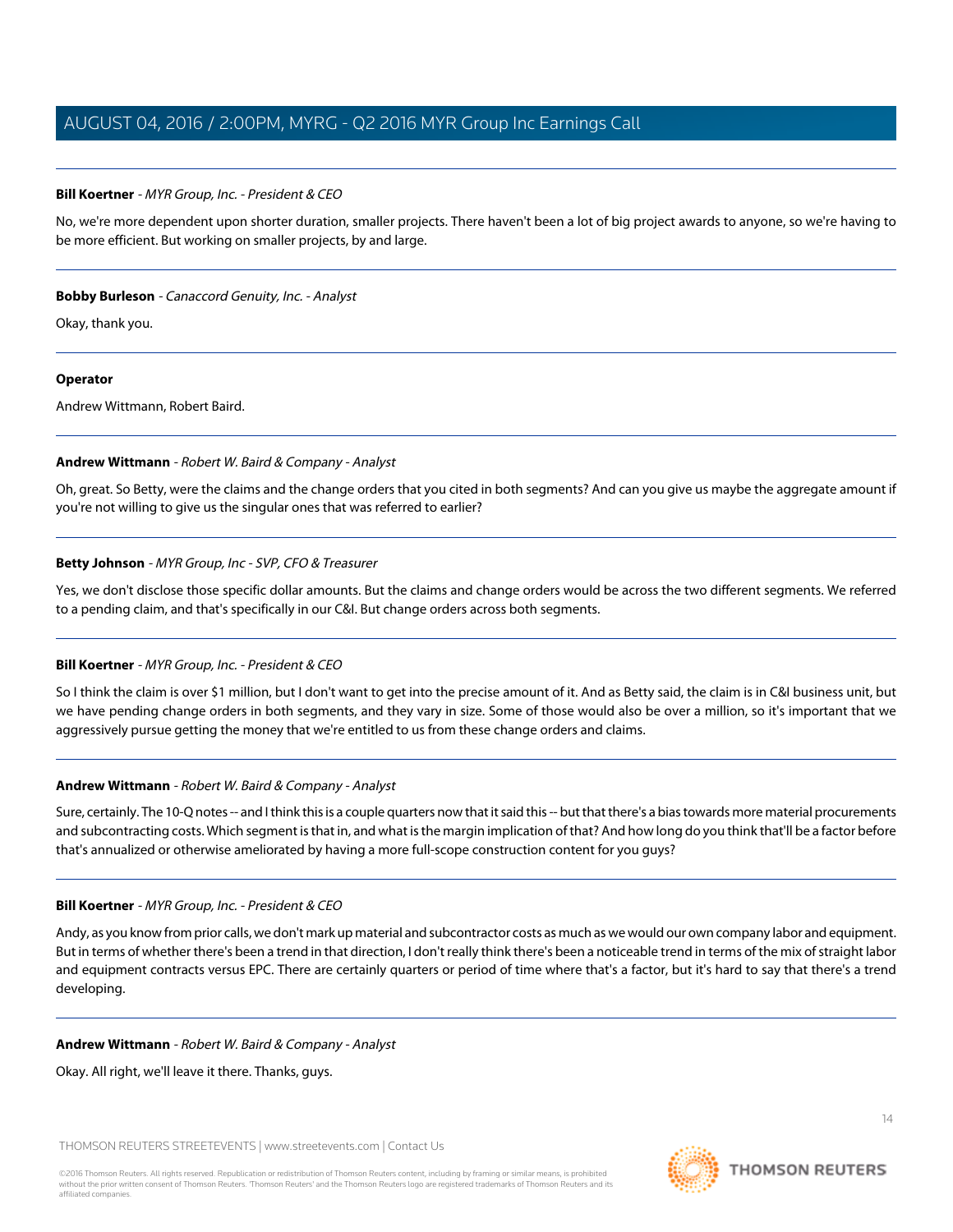**Bill Koertner** - *MYR Group, Inc. - President & CEO*

No, we're more dependent upon shorter duration, smaller projects. There haven't been a lot of big project awards to anyone, so we're having to be more efficient. But working on smaller projects, by and large.

---

**Bobby Burleson** - *Canaccord Genuity, Inc. - Analyst*

Okay, thank you.

---

**Operator**

Andrew Wittmann, Robert Baird.

---

**Andrew Wittmann** - *Robert W. Baird & Company - Analyst*

Oh, great. So Betty, were the claims and the change orders that you cited in both segments? And can you give us maybe the aggregate amount if you're not willing to give us the singular ones that was referred to earlier?

---

**Betty Johnson** - *MYR Group, Inc - SVP, CFO & Treasurer*

Yes, we don't disclose those specific dollar amounts. But the claims and change orders would be across the two different segments. We referred to a pending claim, and that's specifically in our C&I. But change orders across both segments.

---

**Bill Koertner** - *MYR Group, Inc. - President & CEO*

So I think the claim is over $1 million, but I don't want to get into the precise amount of it. And as Betty said, the claim is in C&I business unit, but we have pending change orders in both segments, and they vary in size. Some of those would also be over a million, so it's important that we aggressively pursue getting the money that we're entitled to us from these change orders and claims.

---

**Andrew Wittmann** - *Robert W. Baird & Company - Analyst*

Sure, certainly. The 10-Q notes -- and I think this is a couple quarters now that it said this -- but that there's a bias towards more material procurements and subcontracting costs. Which segment is that in, and what is the margin implication of that? And how long do you think that'll be a factor before that's annualized or otherwise ameliorated by having a more full-scope construction content for you guys?

---

**Bill Koertner** - *MYR Group, Inc. - President & CEO*

Andy, as you know from prior calls, we don't mark up material and subcontractor costs as much as we would our own company labor and equipment. But in terms of whether there's been a trend in that direction, I don't really think there's been a noticeable trend in terms of the mix of straight labor and equipment contracts versus EPC. There are certainly quarters or period of time where that's a factor, but it's hard to say that there's a trend developing.

---

**Andrew Wittmann** - *Robert W. Baird & Company - Analyst*

Okay. All right, we'll leave it there. Thanks, guys.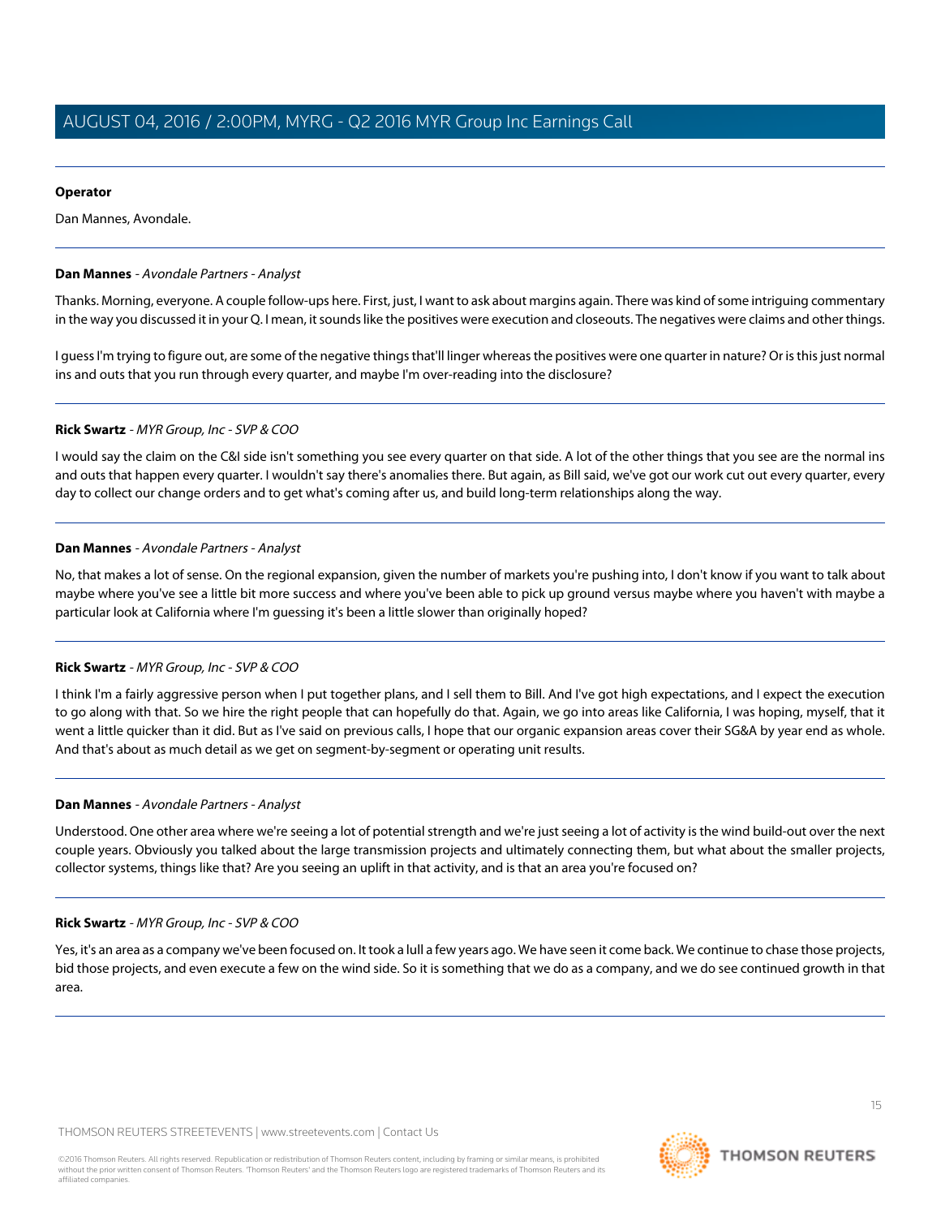**Operator**

Dan Mannes, Avondale.

---

**Dan Mannes** - *Avondale Partners - Analyst*

Thanks. Morning, everyone. A couple follow-ups here. First, just, I want to ask about margins again. There was kind of some intriguing commentary in the way you discussed it in your Q. I mean, it sounds like the positives were execution and closeouts. The negatives were claims and other things.

I guess I'm trying to figure out, are some of the negative things that'll linger whereas the positives were one quarter in nature? Or is this just normal ins and outs that you run through every quarter, and maybe I'm over-reading into the disclosure?

---

**Rick Swartz** - *MYR Group, Inc - SVP & COO*

I would say the claim on the C&I side isn't something you see every quarter on that side. A lot of the other things that you see are the normal ins and outs that happen every quarter. I wouldn't say there's anomalies there. But again, as Bill said, we've got our work cut out every quarter, every day to collect our change orders and to get what's coming after us, and build long-term relationships along the way.

---

**Dan Mannes** - *Avondale Partners - Analyst*

No, that makes a lot of sense. On the regional expansion, given the number of markets you're pushing into, I don't know if you want to talk about maybe where you've see a little bit more success and where you've been able to pick up ground versus maybe where you haven't with maybe a particular look at California where I'm guessing it's been a little slower than originally hoped?

---

**Rick Swartz** - *MYR Group, Inc - SVP & COO*

I think I'm a fairly aggressive person when I put together plans, and I sell them to Bill. And I've got high expectations, and I expect the execution to go along with that. So we hire the right people that can hopefully do that. Again, we go into areas like California, I was hoping, myself, that it went a little quicker than it did. But as I've said on previous calls, I hope that our organic expansion areas cover their SG&A by year end as whole. And that's about as much detail as we get on segment-by-segment or operating unit results.

---

**Dan Mannes** - *Avondale Partners - Analyst*

Understood. One other area where we're seeing a lot of potential strength and we're just seeing a lot of activity is the wind build-out over the next couple years. Obviously you talked about the large transmission projects and ultimately connecting them, but what about the smaller projects, collector systems, things like that? Are you seeing an uplift in that activity, and is that an area you're focused on?

---

**Rick Swartz** - *MYR Group, Inc - SVP & COO*

Yes, it's an area as a company we've been focused on. It took a lull a few years ago. We have seen it come back. We continue to chase those projects, bid those projects, and even execute a few on the wind side. So it is something that we do as a company, and we do see continued growth in that area.

---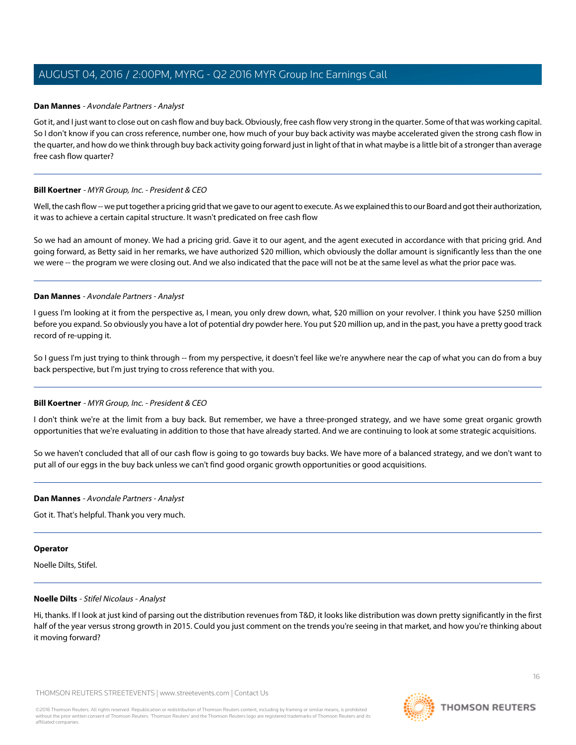**Dan Mannes** - *Avondale Partners - Analyst*

Got it, and I just want to close out on cash flow and buy back. Obviously, free cash flow very strong in the quarter. Some of that was working capital. So I don't know if you can cross reference, number one, how much of your buy back activity was maybe accelerated given the strong cash flow in the quarter, and how do we think through buy back activity going forward just in light of that in what maybe is a little bit of a stronger than average free cash flow quarter?

---

**Bill Koertner** - *MYR Group, Inc. - President & CEO*

Well, the cash flow -- we put together a pricing grid that we gave to our agent to execute. As we explained this to our Board and got their authorization, it was to achieve a certain capital structure. It wasn't predicated on free cash flow

So we had an amount of money. We had a pricing grid. Gave it to our agent, and the agent executed in accordance with that pricing grid. And going forward, as Betty said in her remarks, we have authorized $20 million, which obviously the dollar amount is significantly less than the one we were -- the program we were closing out. And we also indicated that the pace will not be at the same level as what the prior pace was.

---

**Dan Mannes** - *Avondale Partners - Analyst*

I guess I'm looking at it from the perspective as, I mean, you only drew down, what, $20 million on your revolver. I think you have $250 million before you expand. So obviously you have a lot of potential dry powder here. You put $20 million up, and in the past, you have a pretty good track record of re-upping it.

So I guess I'm just trying to think through -- from my perspective, it doesn't feel like we're anywhere near the cap of what you can do from a buy back perspective, but I'm just trying to cross reference that with you.

---

**Bill Koertner** - *MYR Group, Inc. - President & CEO*

I don't think we're at the limit from a buy back. But remember, we have a three-pronged strategy, and we have some great organic growth opportunities that we're evaluating in addition to those that have already started. And we are continuing to look at some strategic acquisitions.

So we haven't concluded that all of our cash flow is going to go towards buy backs. We have more of a balanced strategy, and we don't want to put all of our eggs in the buy back unless we can't find good organic growth opportunities or good acquisitions.

---

**Dan Mannes** - *Avondale Partners - Analyst*

Got it. That's helpful. Thank you very much.

---

**Operator**

Noelle Dilts, Stifel.

---

**Noelle Dilts** - *Stifel Nicolaus - Analyst*

Hi, thanks. If I look at just kind of parsing out the distribution revenues from T&D, it looks like distribution was down pretty significantly in the first half of the year versus strong growth in 2015. Could you just comment on the trends you're seeing in that market, and how you're thinking about it moving forward?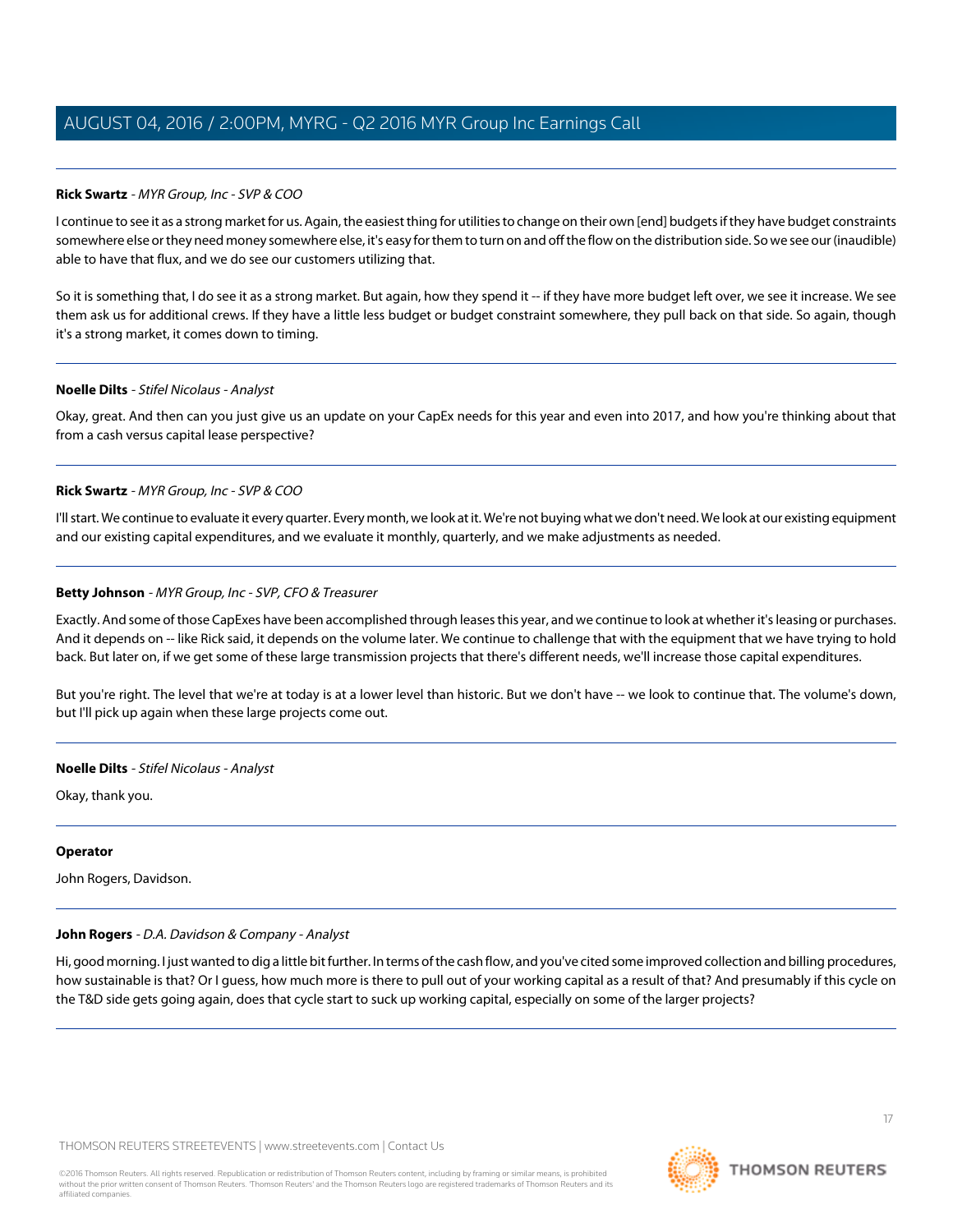**Rick Swartz** - *MYR Group, Inc - SVP & COO*

I continue to see it as a strong market for us. Again, the easiest thing for utilities to change on their own [end] budgets if they have budget constraints somewhere else or they need money somewhere else, it's easy for them to turn on and off the flow on the distribution side. So we see our (inaudible) able to have that flux, and we do see our customers utilizing that.

So it is something that, I do see it as a strong market. But again, how they spend it -- if they have more budget left over, we see it increase. We see them ask us for additional crews. If they have a little less budget or budget constraint somewhere, they pull back on that side. So again, though it's a strong market, it comes down to timing.

---

**Noelle Dilts** - *Stifel Nicolaus - Analyst*

Okay, great. And then can you just give us an update on your CapEx needs for this year and even into 2017, and how you're thinking about that from a cash versus capital lease perspective?

---

**Rick Swartz** - *MYR Group, Inc - SVP & COO*

I'll start. We continue to evaluate it every quarter. Every month, we look at it. We're not buying what we don't need. We look at our existing equipment and our existing capital expenditures, and we evaluate it monthly, quarterly, and we make adjustments as needed.

---

**Betty Johnson** - *MYR Group, Inc - SVP, CFO & Treasurer*

Exactly. And some of those CapExes have been accomplished through leases this year, and we continue to look at whether it's leasing or purchases. And it depends on -- like Rick said, it depends on the volume later. We continue to challenge that with the equipment that we have trying to hold back. But later on, if we get some of these large transmission projects that there's different needs, we'll increase those capital expenditures.

But you're right. The level that we're at today is at a lower level than historic. But we don't have -- we look to continue that. The volume's down, but I'll pick up again when these large projects come out.

---

**Noelle Dilts** - *Stifel Nicolaus - Analyst*

Okay, thank you.

---

**Operator**

John Rogers, Davidson.

---

**John Rogers** - *D.A. Davidson & Company - Analyst*

Hi, good morning. I just wanted to dig a little bit further. In terms of the cash flow, and you've cited some improved collection and billing procedures, how sustainable is that? Or I guess, how much more is there to pull out of your working capital as a result of that? And presumably if this cycle on the T&D side gets going again, does that cycle start to suck up working capital, especially on some of the larger projects?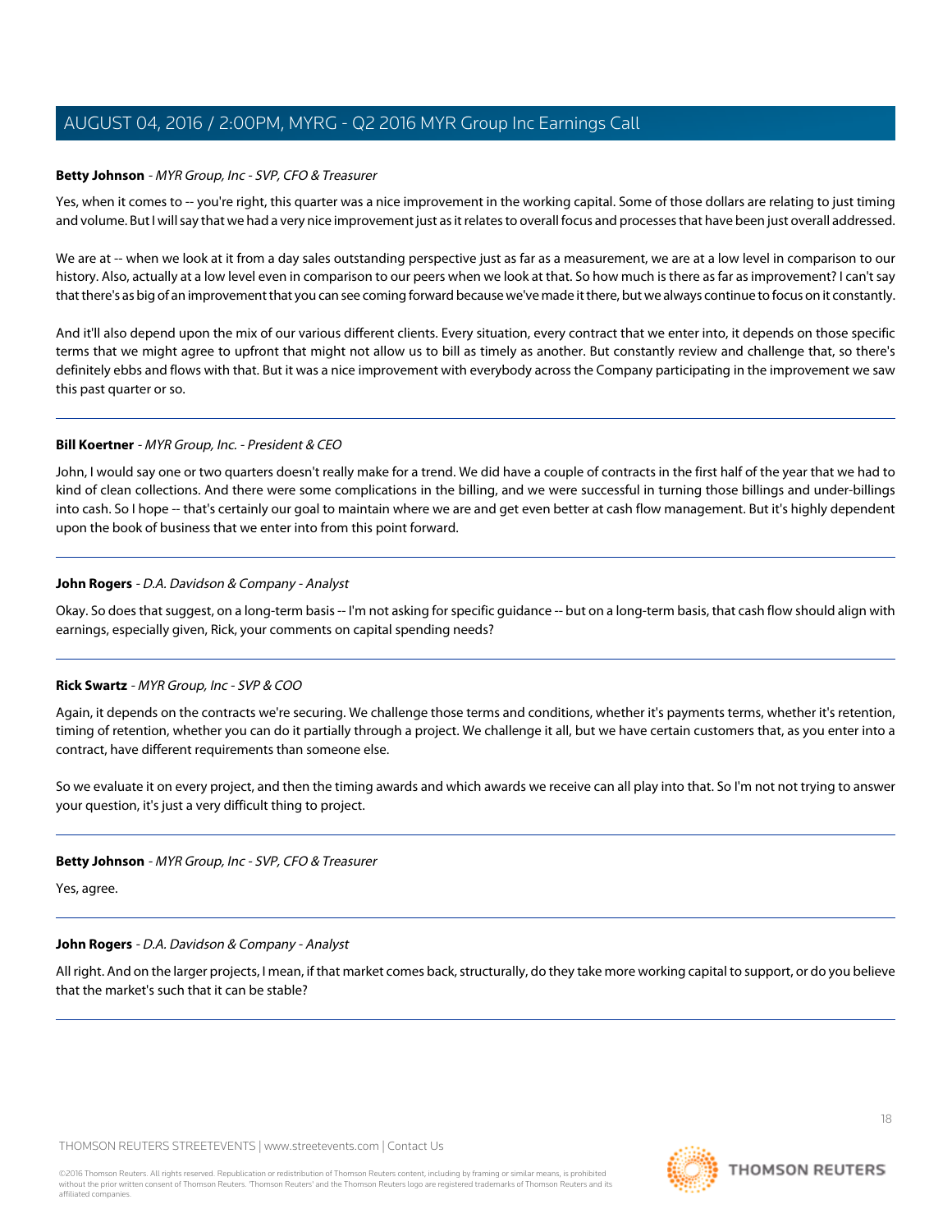**Betty Johnson** - *MYR Group, Inc - SVP, CFO & Treasurer*

Yes, when it comes to -- you're right, this quarter was a nice improvement in the working capital. Some of those dollars are relating to just timing and volume. But I will say that we had a very nice improvement just as it relates to overall focus and processes that have been just overall addressed.

We are at -- when we look at it from a day sales outstanding perspective just as far as a measurement, we are at a low level in comparison to our history. Also, actually at a low level even in comparison to our peers when we look at that. So how much is there as far as improvement? I can't say that there's as big of an improvement that you can see coming forward because we've made it there, but we always continue to focus on it constantly.

And it'll also depend upon the mix of our various different clients. Every situation, every contract that we enter into, it depends on those specific terms that we might agree to upfront that might not allow us to bill as timely as another. But constantly review and challenge that, so there's definitely ebbs and flows with that. But it was a nice improvement with everybody across the Company participating in the improvement we saw this past quarter or so.

---

**Bill Koertner** - *MYR Group, Inc. - President & CEO*

John, I would say one or two quarters doesn't really make for a trend. We did have a couple of contracts in the first half of the year that we had to kind of clean collections. And there were some complications in the billing, and we were successful in turning those billings and under-billings into cash. So I hope -- that's certainly our goal to maintain where we are and get even better at cash flow management. But it's highly dependent upon the book of business that we enter into from this point forward.

---

**John Rogers** - *D.A. Davidson & Company - Analyst*

Okay. So does that suggest, on a long-term basis -- I'm not asking for specific guidance -- but on a long-term basis, that cash flow should align with earnings, especially given, Rick, your comments on capital spending needs?

---

**Rick Swartz** - *MYR Group, Inc - SVP & COO*

Again, it depends on the contracts we're securing. We challenge those terms and conditions, whether it's payments terms, whether it's retention, timing of retention, whether you can do it partially through a project. We challenge it all, but we have certain customers that, as you enter into a contract, have different requirements than someone else.

So we evaluate it on every project, and then the timing awards and which awards we receive can all play into that. So I'm not not trying to answer your question, it's just a very difficult thing to project.

---

**Betty Johnson** - *MYR Group, Inc - SVP, CFO & Treasurer*

Yes, agree.

---

**John Rogers** - *D.A. Davidson & Company - Analyst*

All right. And on the larger projects, I mean, if that market comes back, structurally, do they take more working capital to support, or do you believe that the market's such that it can be stable?

---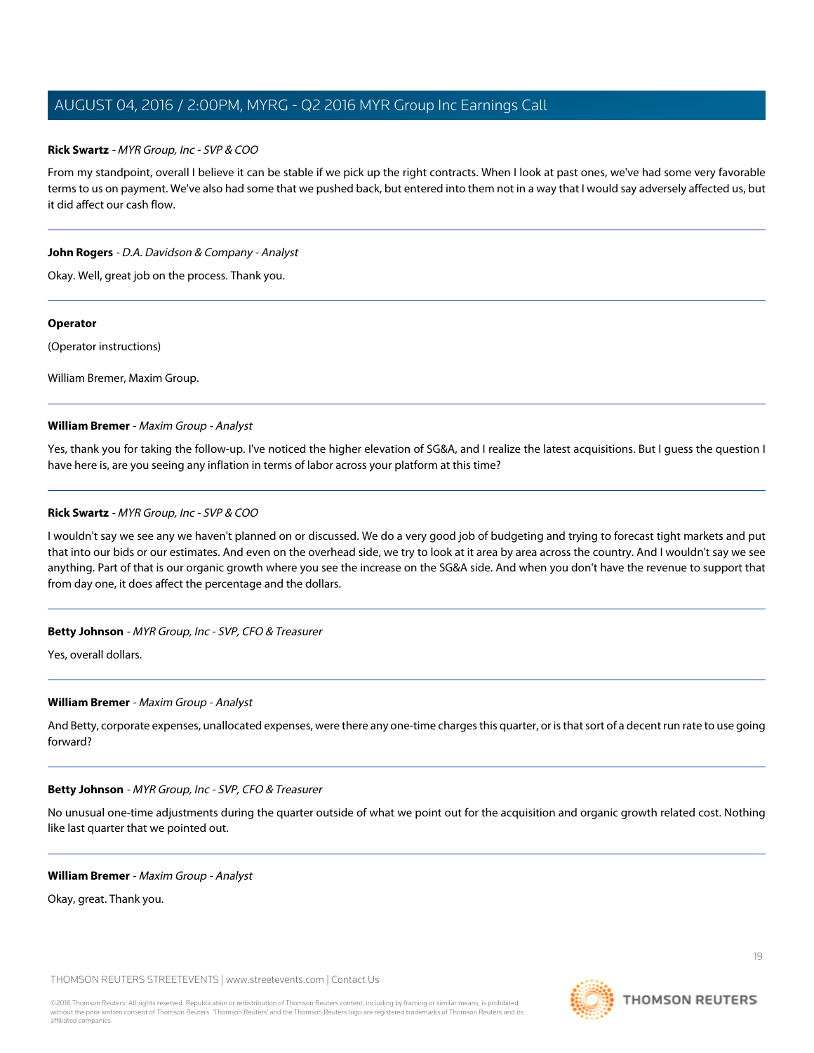**Rick Swartz** - *MYR Group, Inc - SVP & COO*

From my standpoint, overall I believe it can be stable if we pick up the right contracts. When I look at past ones, we've had some very favorable terms to us on payment. We've also had some that we pushed back, but entered into them not in a way that I would say adversely affected us, but it did affect our cash flow.

---

**John Rogers** - *D.A. Davidson & Company - Analyst*

Okay. Well, great job on the process. Thank you.

---

**Operator**

(Operator instructions)

William Bremer, Maxim Group.

---

**William Bremer** - *Maxim Group - Analyst*

Yes, thank you for taking the follow-up. I've noticed the higher elevation of SG&A, and I realize the latest acquisitions. But I guess the question I have here is, are you seeing any inflation in terms of labor across your platform at this time?

---

**Rick Swartz** - *MYR Group, Inc - SVP & COO*

I wouldn't say we see any we haven't planned on or discussed. We do a very good job of budgeting and trying to forecast tight markets and put that into our bids or our estimates. And even on the overhead side, we try to look at it area by area across the country. And I wouldn't say we see anything. Part of that is our organic growth where you see the increase on the SG&A side. And when you don't have the revenue to support that from day one, it does affect the percentage and the dollars.

---

**Betty Johnson** - *MYR Group, Inc - SVP, CFO & Treasurer*

Yes, overall dollars.

---

**William Bremer** - *Maxim Group - Analyst*

And Betty, corporate expenses, unallocated expenses, were there any one-time charges this quarter, or is that sort of a decent run rate to use going forward?

---

**Betty Johnson** - *MYR Group, Inc - SVP, CFO & Treasurer*

No unusual one-time adjustments during the quarter outside of what we point out for the acquisition and organic growth related cost. Nothing like last quarter that we pointed out.

---

**William Bremer** - *Maxim Group - Analyst*

Okay, great. Thank you.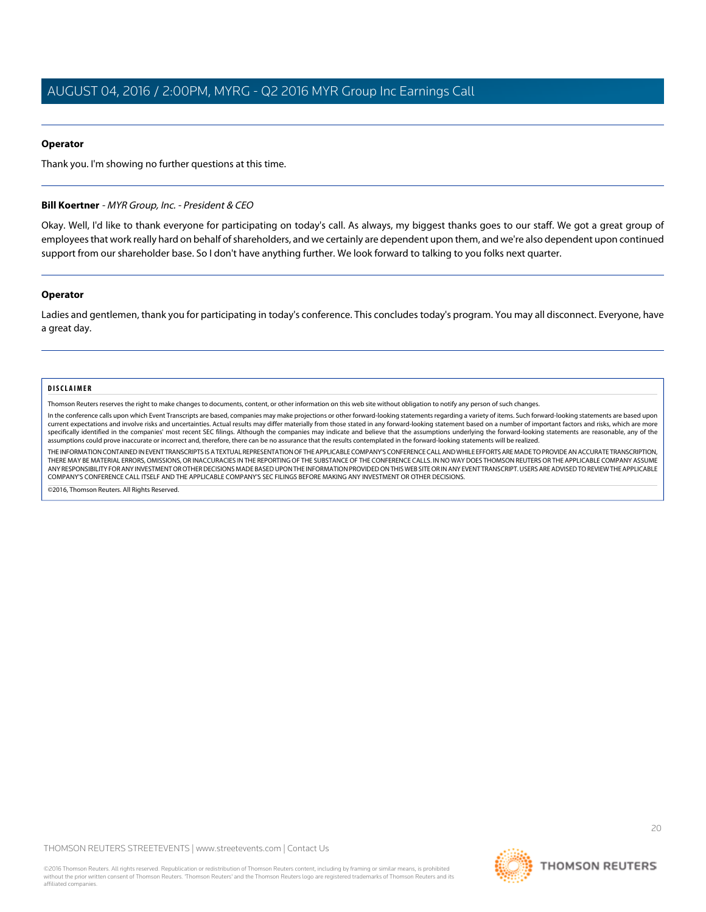**Operator**

Thank you. I'm showing no further questions at this time.

**Bill Koertner** *- MYR Group, Inc. - President & CEO*

Okay. Well, I'd like to thank everyone for participating on today's call. As always, my biggest thanks goes to our staff. We got a great group of employees that work really hard on behalf of shareholders, and we certainly are dependent upon them, and we're also dependent upon continued support from our shareholder base. So I don't have anything further. We look forward to talking to you folks next quarter.

**Operator**

Ladies and gentlemen, thank you for participating in today's conference. This concludes today's program. You may all disconnect. Everyone, have a great day.

**DISCLAIMER**

Thomson Reuters reserves the right to make changes to documents, content, or other information on this web site without obligation to notify any person of such changes.

In the conference calls upon which Event Transcripts are based, companies may make projections or other forward-looking statements regarding a variety of items. Such forward-looking statements are based upon current expectations and involve risks and uncertainties. Actual results may differ materially from those stated in any forward-looking statement based on a number of important factors and risks, which are more specifically identified in the companies' most recent SEC filings. Although the companies may indicate and believe that the assumptions underlying the forward-looking statements are reasonable, any of the assumptions could prove inaccurate or incorrect and, therefore, there can be no assurance that the results contemplated in the forward-looking statements will be realized.

THE INFORMATION CONTAINED IN EVENT TRANSCRIPTS IS A TEXTUAL REPRESENTATION OF THE APPLICABLE COMPANY'S CONFERENCE CALL AND WHILE EFFORTS ARE MADE TO PROVIDE AN ACCURATE TRANSCRIPTION, THERE MAY BE MATERIAL ERRORS, OMISSIONS, OR INACCURACIES IN THE REPORTING OF THE SUBSTANCE OF THE CONFERENCE CALLS. IN NO WAY DOES THOMSON REUTERS OR THE APPLICABLE COMPANY ASSUME ANY RESPONSIBILITY FOR ANY INVESTMENT OR OTHER DECISIONS MADE BASED UPON THE INFORMATION PROVIDED ON THIS WEB SITE OR IN ANY EVENT TRANSCRIPT. USERS ARE ADVISED TO REVIEW THE APPLICABLE COMPANY'S CONFERENCE CALL ITSELF AND THE APPLICABLE COMPANY'S SEC FILINGS BEFORE MAKING ANY INVESTMENT OR OTHER DECISIONS.

©2016, Thomson Reuters. All Rights Reserved.